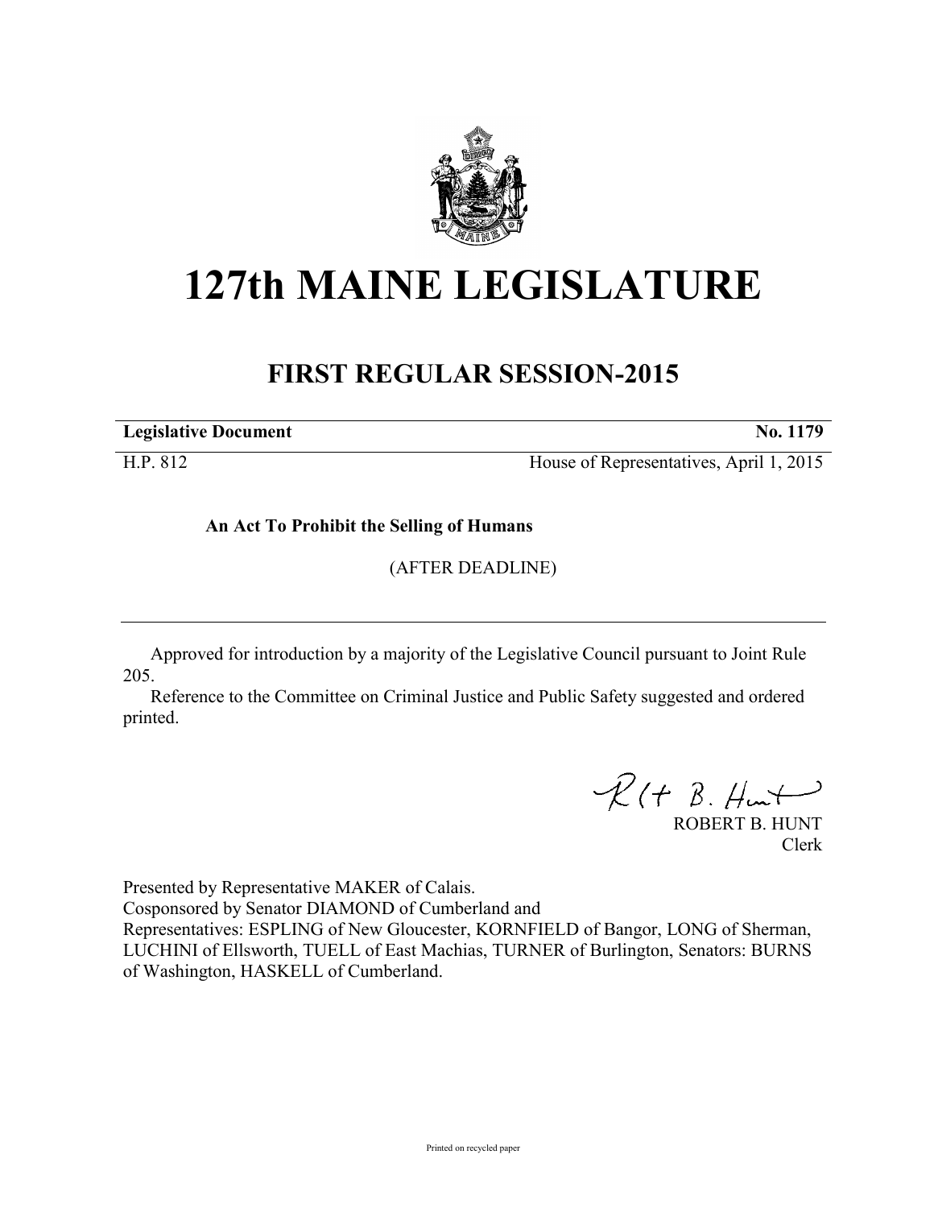# 127th MAINE LEGISLATURE

## FIRST REGULAR SESSION-2015

**Legislative Document** **No. 1179**

H.P. 812 House of Representatives, April 1, 2015

**An Act To Prohibit the Selling of Humans**

(AFTER DEADLINE)

Approved for introduction by a majority of the Legislative Council pursuant to Joint Rule 205.

Reference to the Committee on Criminal Justice and Public Safety suggested and ordered printed.

ROBERT B. HUNT
Clerk

Presented by Representative MAKER of Calais.
Cosponsored by Senator DIAMOND of Cumberland and
Representatives: ESPLING of New Gloucester, KORNFIELD of Bangor, LONG of Sherman, LUCHINI of Ellsworth, TUELL of East Machias, TURNER of Burlington, Senators: BURNS of Washington, HASKELL of Cumberland.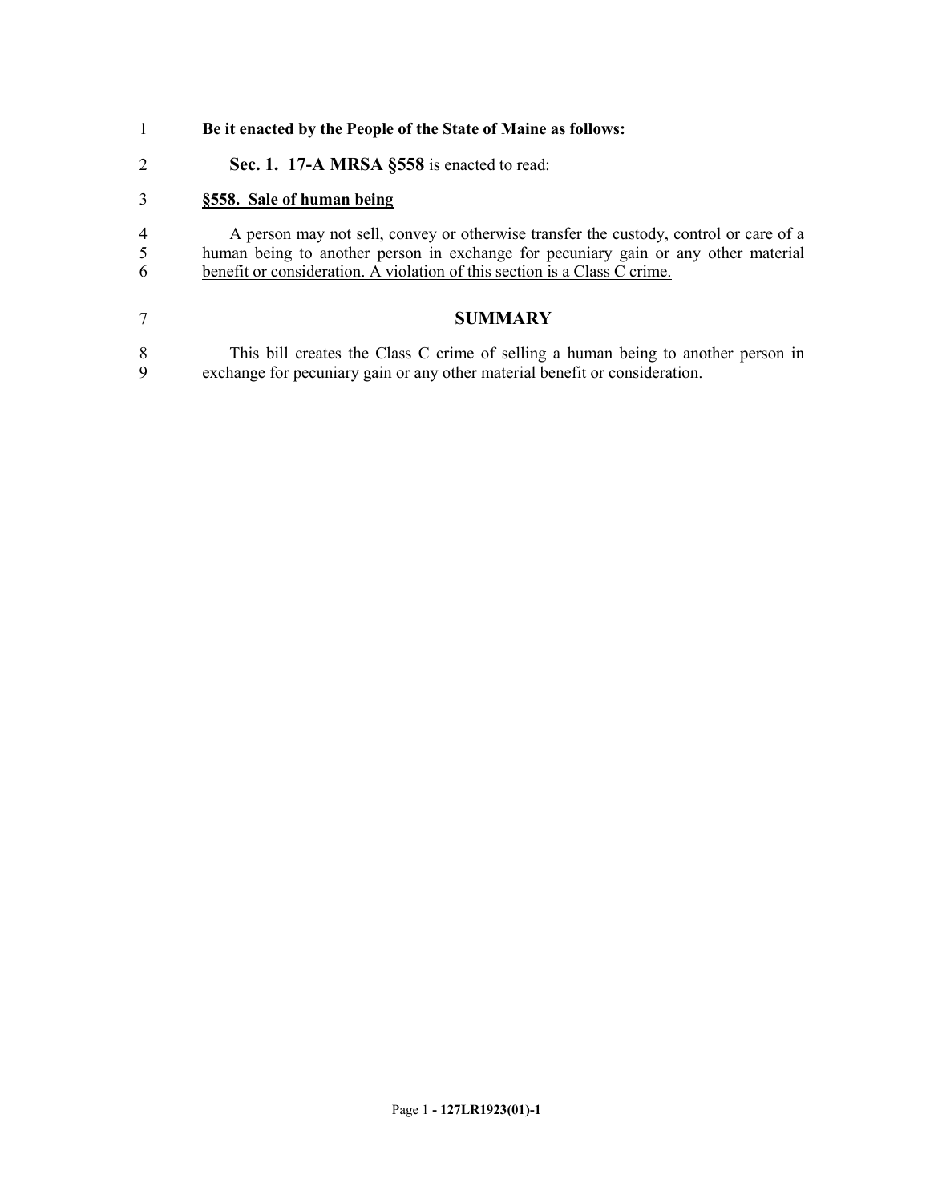**Be it enacted by the People of the State of Maine as follows:**

**Sec. 1. 17-A MRSA §558** is enacted to read:

**§558. Sale of human being**

A person may not sell, convey or otherwise transfer the custody, control or care of a human being to another person in exchange for pecuniary gain or any other material benefit or consideration. A violation of this section is a Class C crime.

## SUMMARY

This bill creates the Class C crime of selling a human being to another person in exchange for pecuniary gain or any other material benefit or consideration.